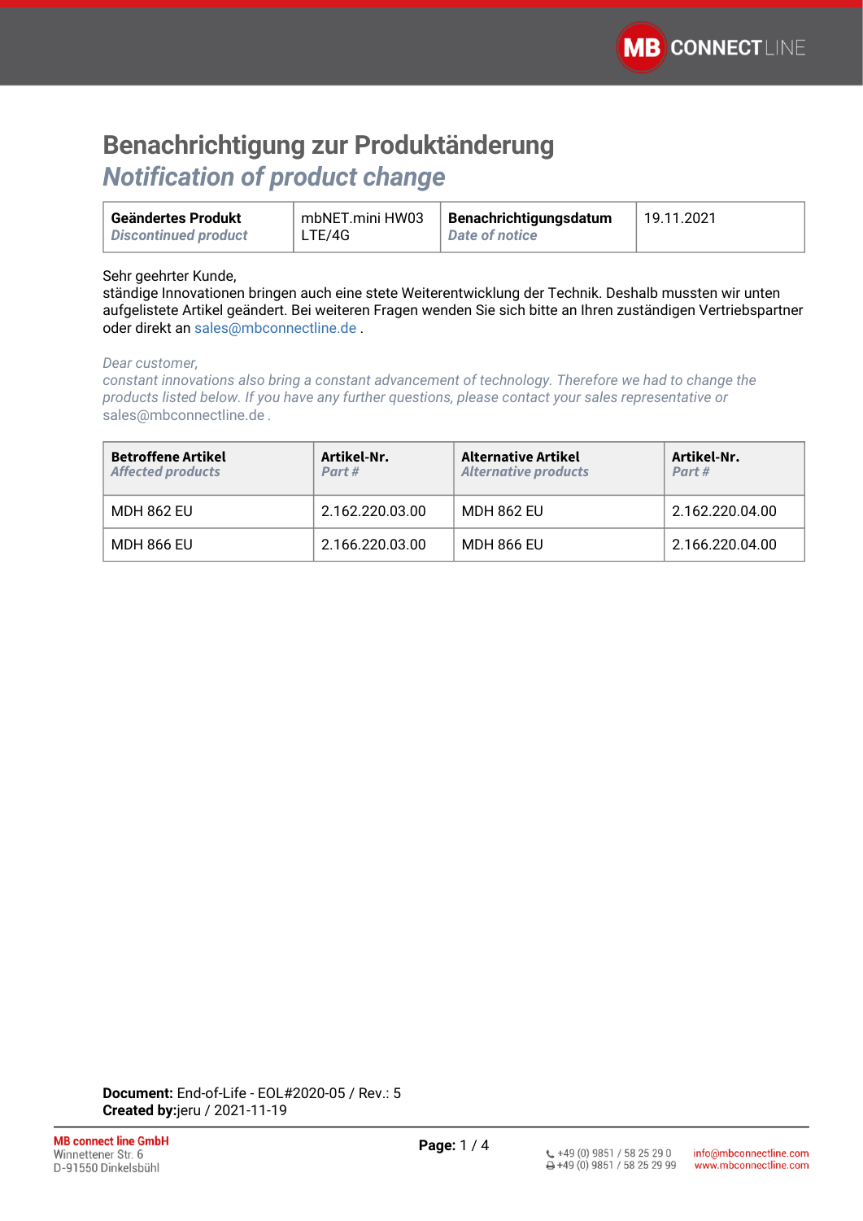# Benachrichtigung zur Produktänderung

## *Notification of product change*

| | | | |
|---|---|---|---|
| **Geändertes Produkt** *Discontinued product* | mbNET.mini HW03 LTE/4G | **Benachrichtigungsdatum** *Date of notice* | 19.11.2021 |

Sehr geehrter Kunde,
ständige Innovationen bringen auch eine stete Weiterentwicklung der Technik. Deshalb mussten wir unten aufgelistete Artikel geändert. Bei weiteren Fragen wenden Sie sich bitte an Ihren zuständigen Vertriebspartner oder direkt an sales@mbconnectline.de .

*Dear customer,*
*constant innovations also bring a constant advancement of technology. Therefore we had to change the products listed below. If you have any further questions, please contact your sales representative or sales@mbconnectline.de .*

| **Betroffene Artikel** *Affected products* | **Artikel-Nr.** *Part #* | **Alternative Artikel** *Alternative products* | **Artikel-Nr.** *Part #* |
|---|---|---|---|
| MDH 862 EU | 2.162.220.03.00 | MDH 862 EU | 2.162.220.04.00 |
| MDH 866 EU | 2.166.220.03.00 | MDH 866 EU | 2.166.220.04.00 |

**Document:** End-of-Life - EOL#2020-05 / Rev.: 5
**Created by:**jeru / 2021-11-19

**MB connect line GmbH**
Winnettener Str. 6
D-91550 Dinkelsbühl

+49 (0) 9851 / 58 25 29 0
+49 (0) 9851 / 58 25 29 99

info@mbconnectline.com
www.mbconnectline.com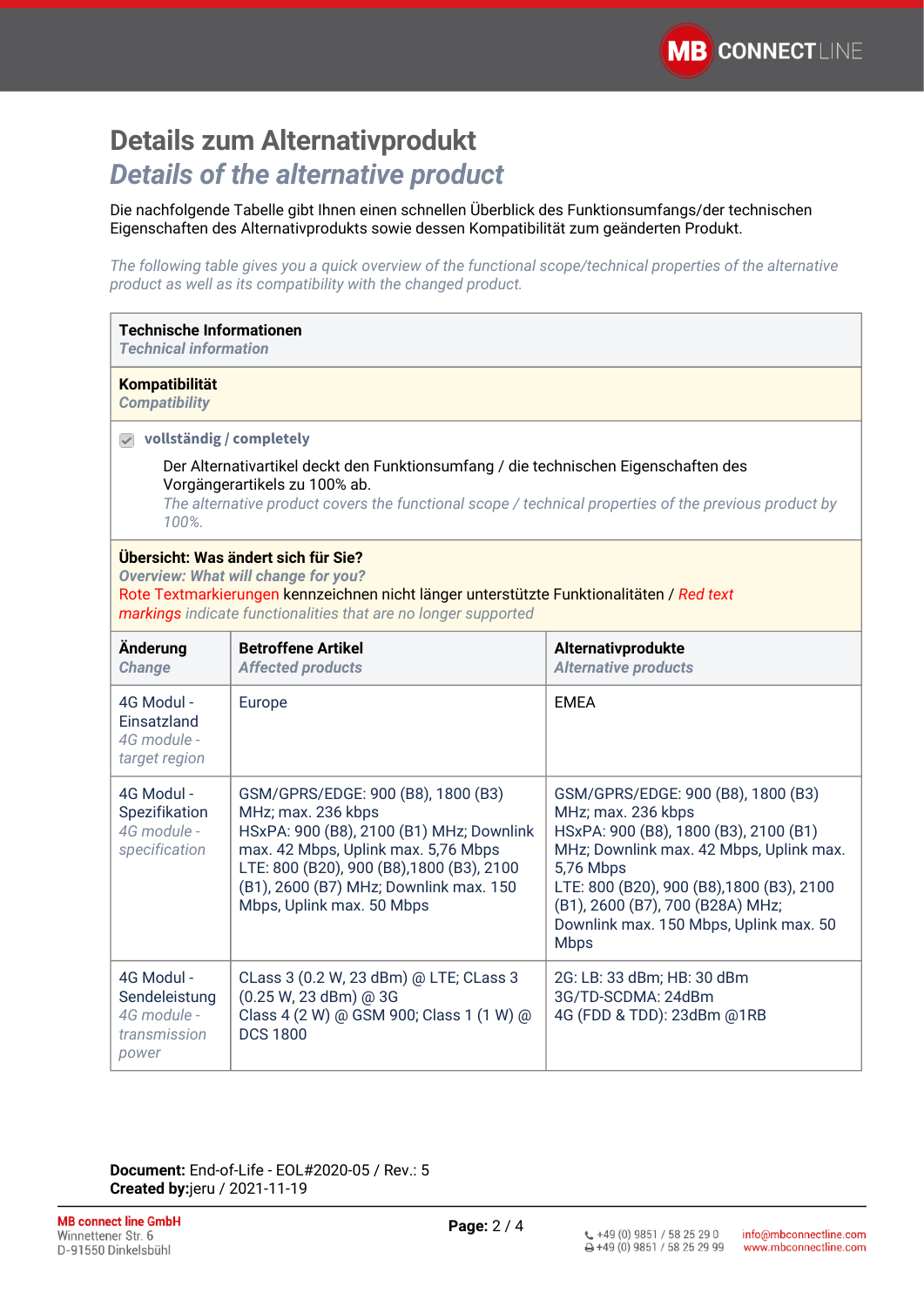# Details zum Alternativprodukt

## *Details of the alternative product*

Die nachfolgende Tabelle gibt Ihnen einen schnellen Überblick des Funktionsumfangs/der technischen Eigenschaften des Alternativprodukts sowie dessen Kompatibilität zum geänderten Produkt.

*The following table gives you a quick overview of the functional scope/technical properties of the alternative product as well as its compatibility with the changed product.*

**Technische Informationen**
***Technical information***

**Kompatibilität**
***Compatibility***

☑ **vollständig / completely**

Der Alternativartikel deckt den Funktionsumfang / die technischen Eigenschaften des Vorgängerartikels zu 100% ab.
*The alternative product covers the functional scope / technical properties of the previous product by 100%.*

**Übersicht: Was ändert sich für Sie?**
***Overview: What will change for you?***
Rote Textmarkierungen kennzeichnen nicht länger unterstützte Funktionalitäten / *Red text markings indicate functionalities that are no longer supported*

| **Änderung** *Change* | **Betroffene Artikel** *Affected products* | **Alternativprodukte** *Alternative products* |
|---|---|---|
| 4G Modul - Einsatzland *4G module - target region* | Europe | EMEA |
| 4G Modul - Spezifikation *4G module - specification* | GSM/GPRS/EDGE: 900 (B8), 1800 (B3) MHz; max. 236 kbps<br>HSxPA: 900 (B8), 2100 (B1) MHz; Downlink max. 42 Mbps, Uplink max. 5,76 Mbps<br>LTE: 800 (B20), 900 (B8),1800 (B3), 2100 (B1), 2600 (B7) MHz; Downlink max. 150 Mbps, Uplink max. 50 Mbps | GSM/GPRS/EDGE: 900 (B8), 1800 (B3) MHz; max. 236 kbps<br>HSxPA: 900 (B8), 1800 (B3), 2100 (B1) MHz; Downlink max. 42 Mbps, Uplink max. 5,76 Mbps<br>LTE: 800 (B20), 900 (B8),1800 (B3), 2100 (B1), 2600 (B7), 700 (B28A) MHz; Downlink max. 150 Mbps, Uplink max. 50 Mbps |
| 4G Modul - Sendeleistung *4G module - transmission power* | CLass 3 (0.2 W, 23 dBm) @ LTE; CLass 3 (0.25 W, 23 dBm) @ 3G<br>Class 4 (2 W) @ GSM 900; Class 1 (1 W) @ DCS 1800 | 2G: LB: 33 dBm; HB: 30 dBm<br>3G/TD-SCDMA: 24dBm<br>4G (FDD & TDD): 23dBm @1RB |

**Document:** End-of-Life - EOL#2020-05 / Rev.: 5
**Created by:**jeru / 2021-11-19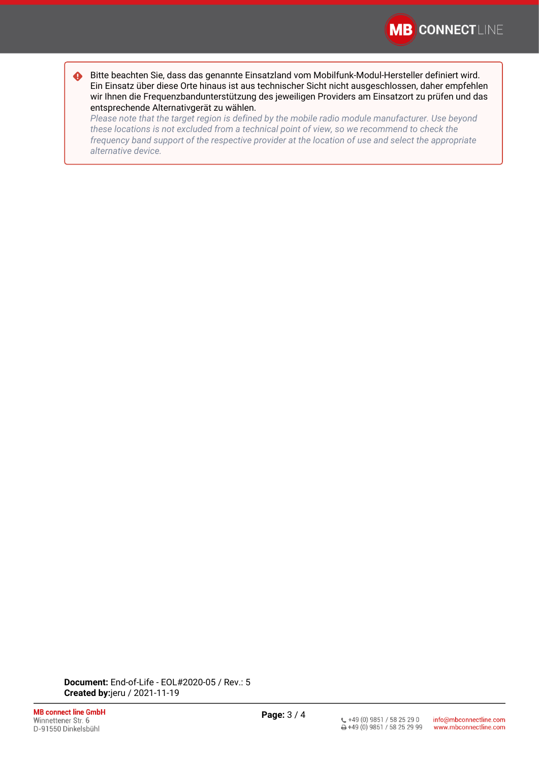Bitte beachten Sie, dass das genannte Einsatzland vom Mobilfunk-Modul-Hersteller definiert wird. Ein Einsatz über diese Orte hinaus ist aus technischer Sicht nicht ausgeschlossen, daher empfehlen wir Ihnen die Frequenzbandunterstützung des jeweiligen Providers am Einsatzort zu prüfen und das entsprechende Alternativgerät zu wählen.
*Please note that the target region is defined by the mobile radio module manufacturer. Use beyond these locations is not excluded from a technical point of view, so we recommend to check the frequency band support of the respective provider at the location of use and select the appropriate alternative device.*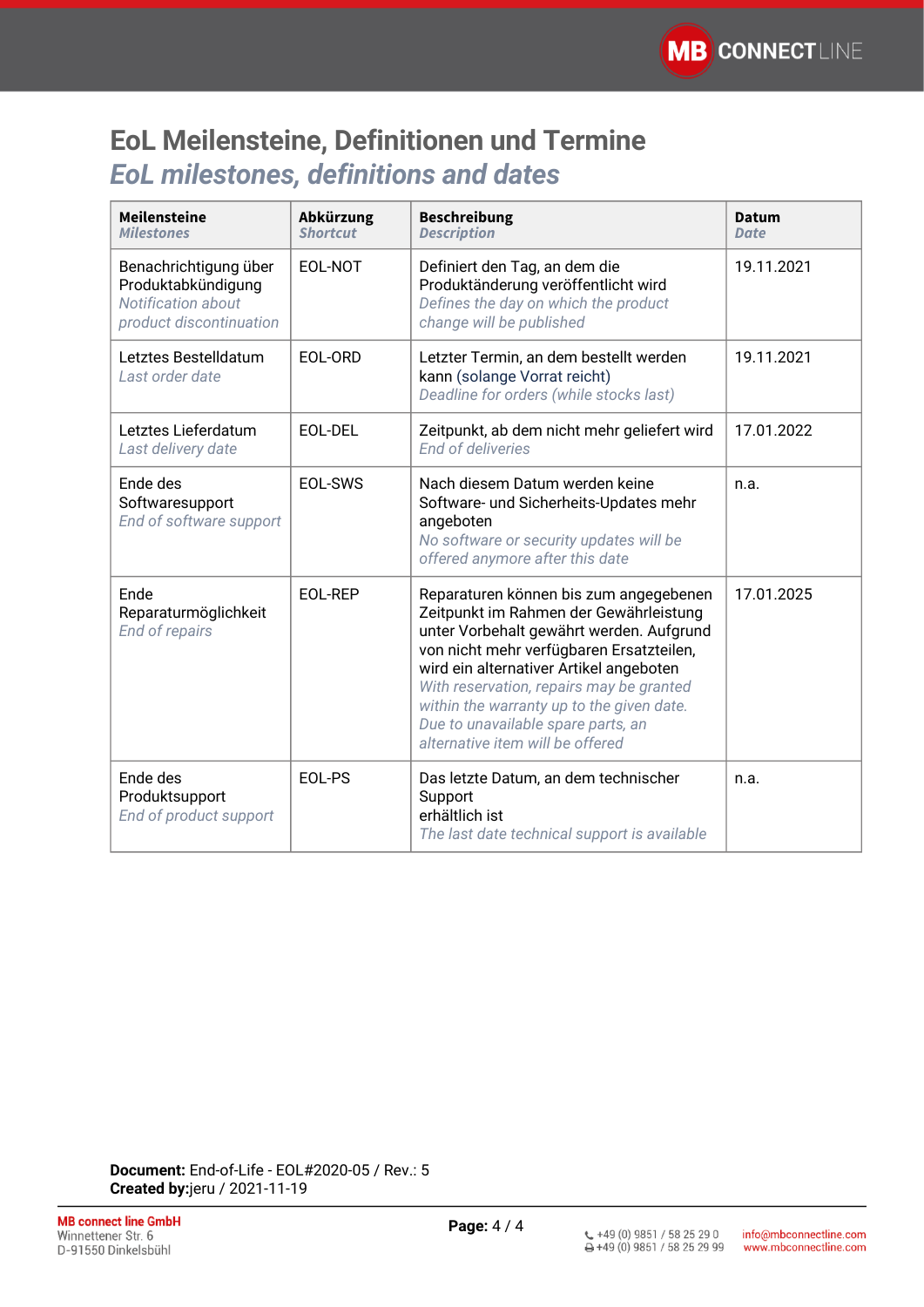# EoL Meilensteine, Definitionen und Termine

## *EoL milestones, definitions and dates*

| **Meilensteine** *Milestones* | **Abkürzung** *Shortcut* | **Beschreibung** *Description* | **Datum** *Date* |
|---|---|---|---|
| Benachrichtigung über Produktabkündigung *Notification about product discontinuation* | EOL-NOT | Definiert den Tag, an dem die Produktänderung veröffentlicht wird *Defines the day on which the product change will be published* | 19.11.2021 |
| Letztes Bestelldatum *Last order date* | EOL-ORD | Letzter Termin, an dem bestellt werden kann (solange Vorrat reicht) *Deadline for orders (while stocks last)* | 19.11.2021 |
| Letztes Lieferdatum *Last delivery date* | EOL-DEL | Zeitpunkt, ab dem nicht mehr geliefert wird *End of deliveries* | 17.01.2022 |
| Ende des Softwaresupport *End of software support* | EOL-SWS | Nach diesem Datum werden keine Software- und Sicherheits-Updates mehr angeboten *No software or security updates will be offered anymore after this date* | n.a. |
| Ende Reparaturmöglichkeit *End of repairs* | EOL-REP | Reparaturen können bis zum angegebenen Zeitpunkt im Rahmen der Gewährleistung unter Vorbehalt gewährt werden. Aufgrund von nicht mehr verfügbaren Ersatzteilen, wird ein alternativer Artikel angeboten *With reservation, repairs may be granted within the warranty up to the given date. Due to unavailable spare parts, an alternative item will be offered* | 17.01.2025 |
| Ende des Produktsupport *End of product support* | EOL-PS | Das letzte Datum, an dem technischer Support erhältlich ist *The last date technical support is available* | n.a. |

**Document:** End-of-Life - EOL#2020-05 / Rev.: 5
**Created by:**jeru / 2021-11-19

**MB connect line GmbH**
Winnettener Str. 6
D-91550 Dinkelsbühl

+49 (0) 9851 / 58 25 29 0
+49 (0) 9851 / 58 25 29 99

info@mbconnectline.com
www.mbconnectline.com